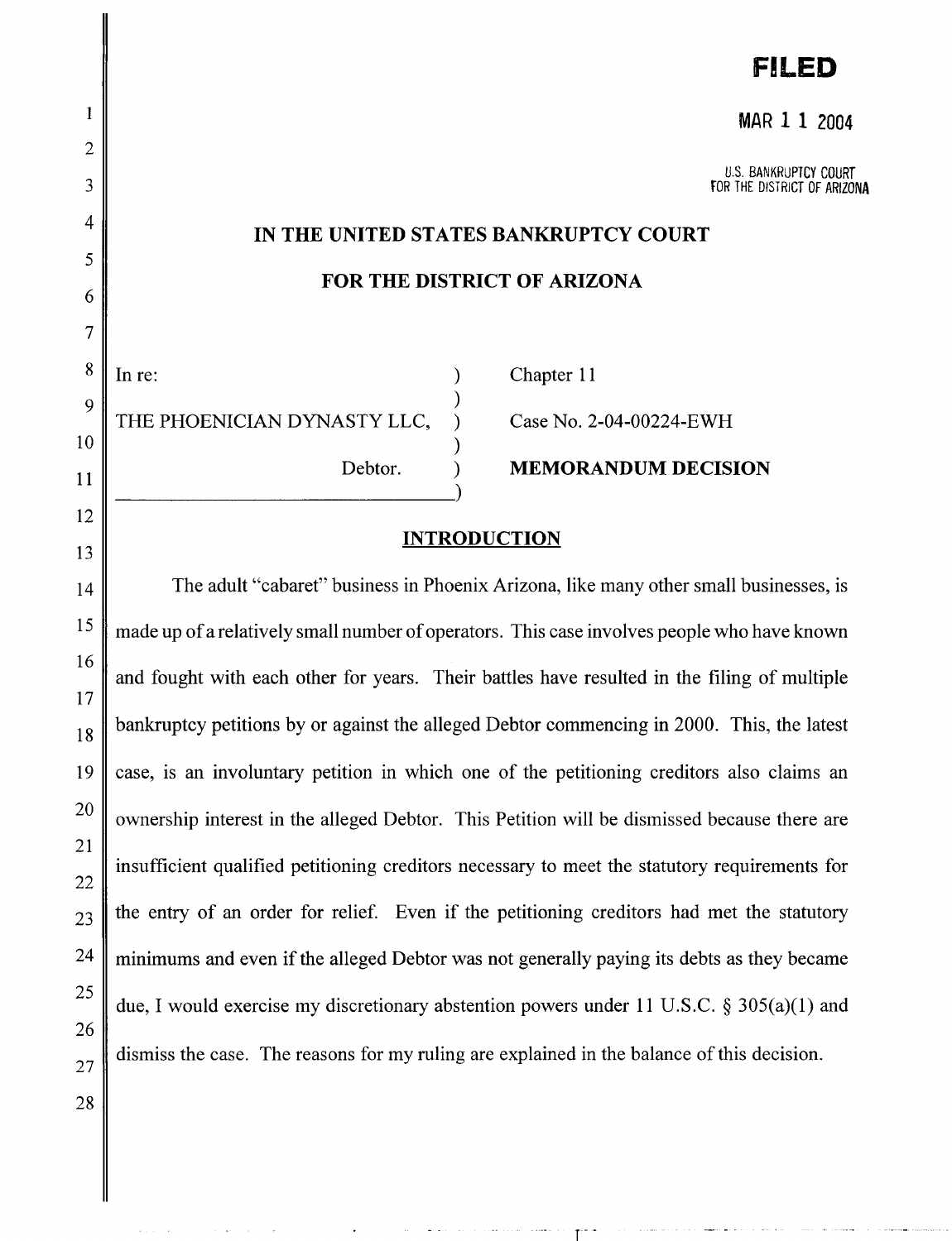**FILED**

MAR 11 2004

U.S. BANKRUPTCY COURT
FOR THE DISTRICT OF ARIZONA

# IN THE UNITED STATES BANKRUPTCY COURT

# FOR THE DISTRICT OF ARIZONA

In re:

THE PHOENICIAN DYNASTY LLC,

Debtor.

Chapter 11

Case No. 2-04-00224-EWH

**MEMORANDUM DECISION**

## INTRODUCTION

The adult "cabaret" business in Phoenix Arizona, like many other small businesses, is made up of a relatively small number of operators. This case involves people who have known and fought with each other for years. Their battles have resulted in the filing of multiple bankruptcy petitions by or against the alleged Debtor commencing in 2000. This, the latest case, is an involuntary petition in which one of the petitioning creditors also claims an ownership interest in the alleged Debtor. This Petition will be dismissed because there are insufficient qualified petitioning creditors necessary to meet the statutory requirements for the entry of an order for relief. Even if the petitioning creditors had met the statutory minimums and even if the alleged Debtor was not generally paying its debts as they became due, I would exercise my discretionary abstention powers under 11 U.S.C. § 305(a)(1) and dismiss the case. The reasons for my ruling are explained in the balance of this decision.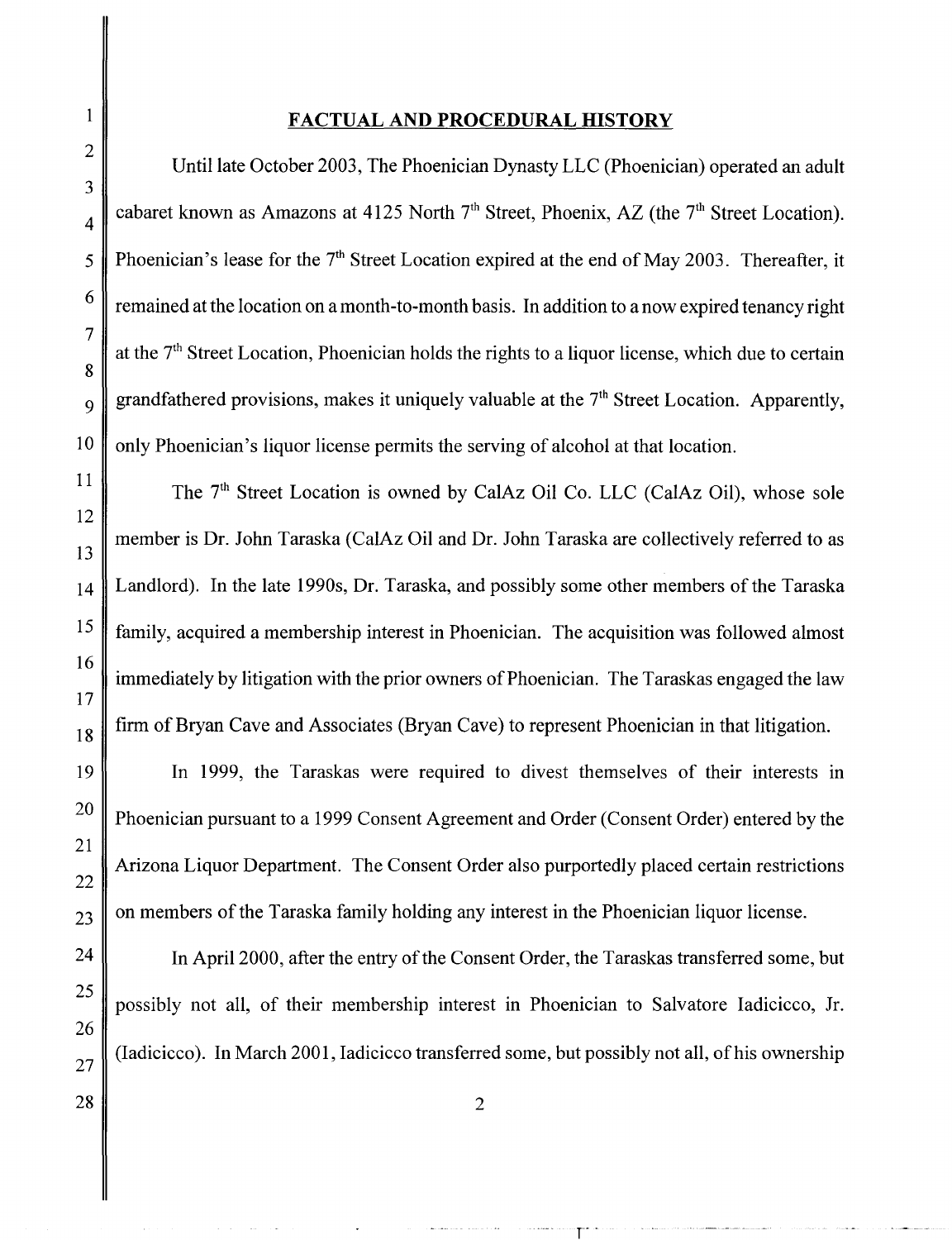## FACTUAL AND PROCEDURAL HISTORY

Until late October 2003, The Phoenician Dynasty LLC (Phoenician) operated an adult cabaret known as Amazons at 4125 North 7th Street, Phoenix, AZ (the 7th Street Location). Phoenician's lease for the 7th Street Location expired at the end of May 2003. Thereafter, it remained at the location on a month-to-month basis. In addition to a now expired tenancy right at the 7th Street Location, Phoenician holds the rights to a liquor license, which due to certain grandfathered provisions, makes it uniquely valuable at the 7th Street Location. Apparently, only Phoenician's liquor license permits the serving of alcohol at that location.

The 7th Street Location is owned by CalAz Oil Co. LLC (CalAz Oil), whose sole member is Dr. John Taraska (CalAz Oil and Dr. John Taraska are collectively referred to as Landlord). In the late 1990s, Dr. Taraska, and possibly some other members of the Taraska family, acquired a membership interest in Phoenician. The acquisition was followed almost immediately by litigation with the prior owners of Phoenician. The Taraskas engaged the law firm of Bryan Cave and Associates (Bryan Cave) to represent Phoenician in that litigation.

In 1999, the Taraskas were required to divest themselves of their interests in Phoenician pursuant to a 1999 Consent Agreement and Order (Consent Order) entered by the Arizona Liquor Department. The Consent Order also purportedly placed certain restrictions on members of the Taraska family holding any interest in the Phoenician liquor license.

In April 2000, after the entry of the Consent Order, the Taraskas transferred some, but possibly not all, of their membership interest in Phoenician to Salvatore Iadicicco, Jr. (Iadicicco). In March 2001, Iadicicco transferred some, but possibly not all, of his ownership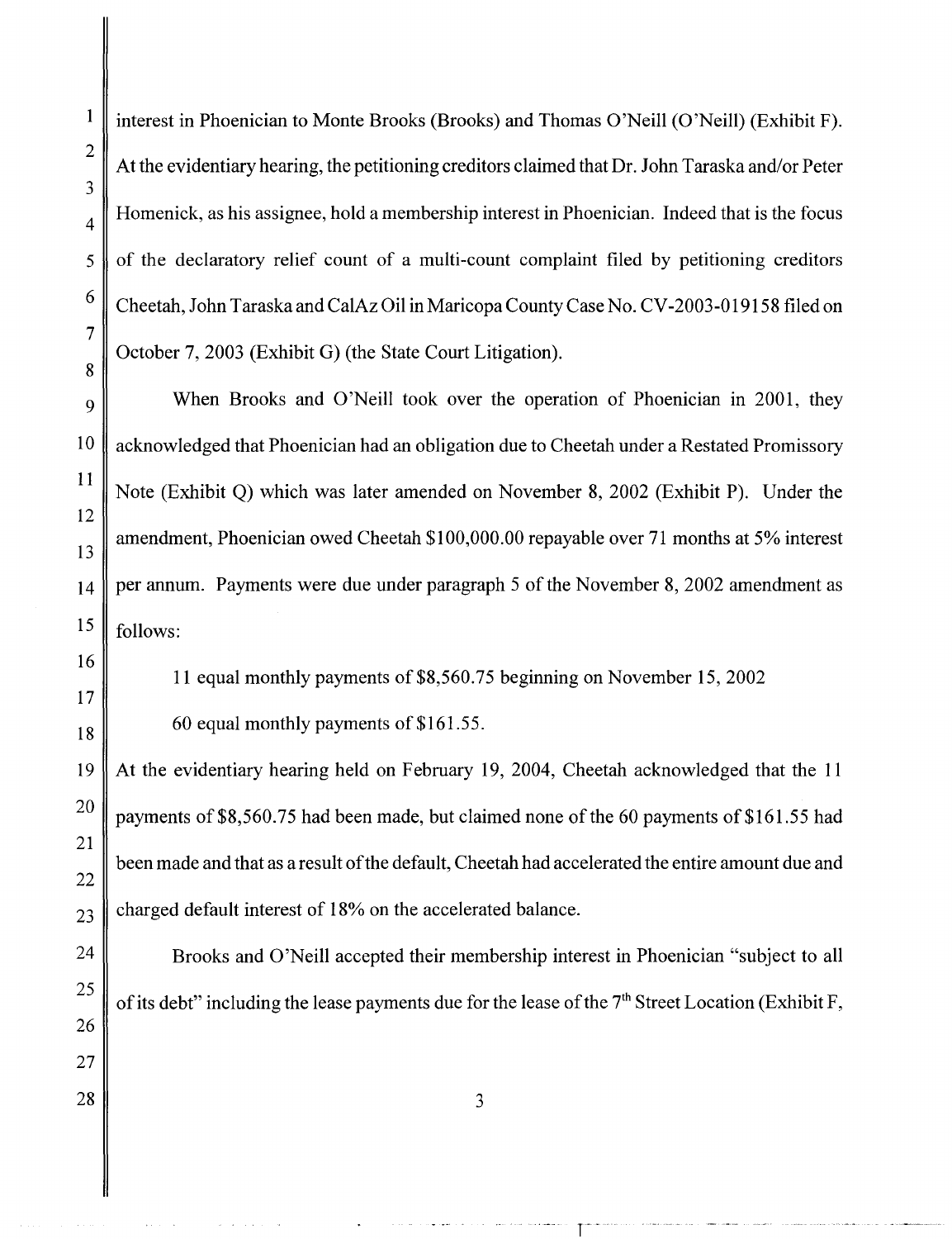interest in Phoenician to Monte Brooks (Brooks) and Thomas O'Neill (O'Neill) (Exhibit F). At the evidentiary hearing, the petitioning creditors claimed that Dr. John Taraska and/or Peter Homenick, as his assignee, hold a membership interest in Phoenician. Indeed that is the focus of the declaratory relief count of a multi-count complaint filed by petitioning creditors Cheetah, John Taraska and CalAz Oil in Maricopa County Case No. CV-2003-019158 filed on October 7, 2003 (Exhibit G) (the State Court Litigation).

When Brooks and O'Neill took over the operation of Phoenician in 2001, they acknowledged that Phoenician had an obligation due to Cheetah under a Restated Promissory Note (Exhibit Q) which was later amended on November 8, 2002 (Exhibit P). Under the amendment, Phoenician owed Cheetah $100,000.00 repayable over 71 months at 5% interest per annum. Payments were due under paragraph 5 of the November 8, 2002 amendment as follows:

11 equal monthly payments of $8,560.75 beginning on November 15, 2002

60 equal monthly payments of $161.55.

At the evidentiary hearing held on February 19, 2004, Cheetah acknowledged that the 11 payments of $8,560.75 had been made, but claimed none of the 60 payments of $161.55 had been made and that as a result of the default, Cheetah had accelerated the entire amount due and charged default interest of 18% on the accelerated balance.

Brooks and O'Neill accepted their membership interest in Phoenician "subject to all of its debt" including the lease payments due for the lease of the 7th Street Location (Exhibit F,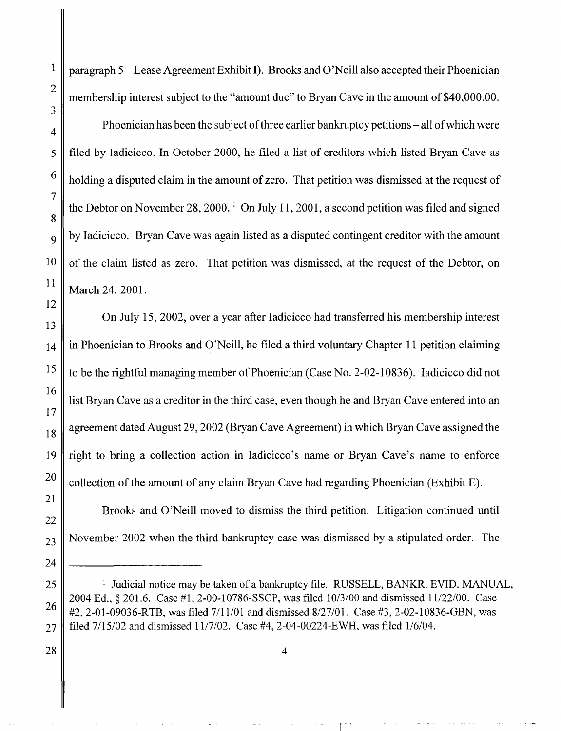paragraph 5 – Lease Agreement Exhibit I). Brooks and O'Neill also accepted their Phoenician membership interest subject to the "amount due" to Bryan Cave in the amount of $40,000.00.

Phoenician has been the subject of three earlier bankruptcy petitions – all of which were filed by Iadicicco. In October 2000, he filed a list of creditors which listed Bryan Cave as holding a disputed claim in the amount of zero. That petition was dismissed at the request of the Debtor on November 28, 2000. [1] On July 11, 2001, a second petition was filed and signed by Iadicicco. Bryan Cave was again listed as a disputed contingent creditor with the amount of the claim listed as zero. That petition was dismissed, at the request of the Debtor, on March 24, 2001.

On July 15, 2002, over a year after Iadicicco had transferred his membership interest in Phoenician to Brooks and O'Neill, he filed a third voluntary Chapter 11 petition claiming to be the rightful managing member of Phoenician (Case No. 2-02-10836). Iadicicco did not list Bryan Cave as a creditor in the third case, even though he and Bryan Cave entered into an agreement dated August 29, 2002 (Bryan Cave Agreement) in which Bryan Cave assigned the right to bring a collection action in Iadicicco's name or Bryan Cave's name to enforce collection of the amount of any claim Bryan Cave had regarding Phoenician (Exhibit E).

Brooks and O'Neill moved to dismiss the third petition. Litigation continued until November 2002 when the third bankruptcy case was dismissed by a stipulated order. The

---

[1] Judicial notice may be taken of a bankruptcy file. RUSSELL, BANKR. EVID. MANUAL, 2004 Ed., § 201.6. Case #1, 2-00-10786-SSCP, was filed 10/3/00 and dismissed 11/22/00. Case #2, 2-01-09036-RTB, was filed 7/11/01 and dismissed 8/27/01. Case #3, 2-02-10836-GBN, was filed 7/15/02 and dismissed 11/7/02. Case #4, 2-04-00224-EWH, was filed 1/6/04.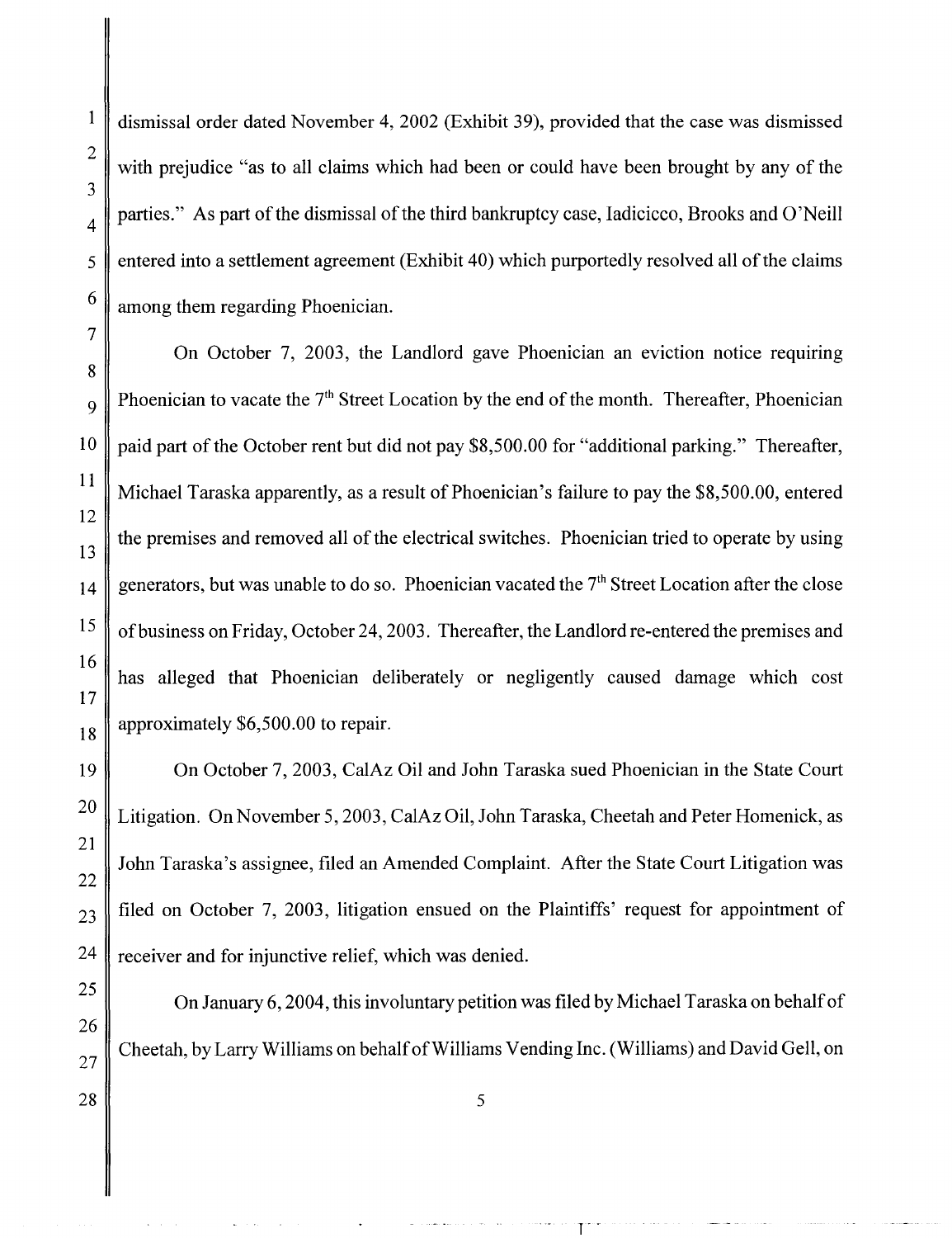dismissal order dated November 4, 2002 (Exhibit 39), provided that the case was dismissed with prejudice "as to all claims which had been or could have been brought by any of the parties." As part of the dismissal of the third bankruptcy case, Iadicicco, Brooks and O'Neill entered into a settlement agreement (Exhibit 40) which purportedly resolved all of the claims among them regarding Phoenician.

On October 7, 2003, the Landlord gave Phoenician an eviction notice requiring Phoenician to vacate the 7th Street Location by the end of the month. Thereafter, Phoenician paid part of the October rent but did not pay $8,500.00 for "additional parking." Thereafter, Michael Taraska apparently, as a result of Phoenician's failure to pay the $8,500.00, entered the premises and removed all of the electrical switches. Phoenician tried to operate by using generators, but was unable to do so. Phoenician vacated the 7th Street Location after the close of business on Friday, October 24, 2003. Thereafter, the Landlord re-entered the premises and has alleged that Phoenician deliberately or negligently caused damage which cost approximately $6,500.00 to repair.

On October 7, 2003, CalAz Oil and John Taraska sued Phoenician in the State Court Litigation. On November 5, 2003, CalAz Oil, John Taraska, Cheetah and Peter Homenick, as John Taraska's assignee, filed an Amended Complaint. After the State Court Litigation was filed on October 7, 2003, litigation ensued on the Plaintiffs' request for appointment of receiver and for injunctive relief, which was denied.

On January 6, 2004, this involuntary petition was filed by Michael Taraska on behalf of Cheetah, by Larry Williams on behalf of Williams Vending Inc. (Williams) and David Gell, on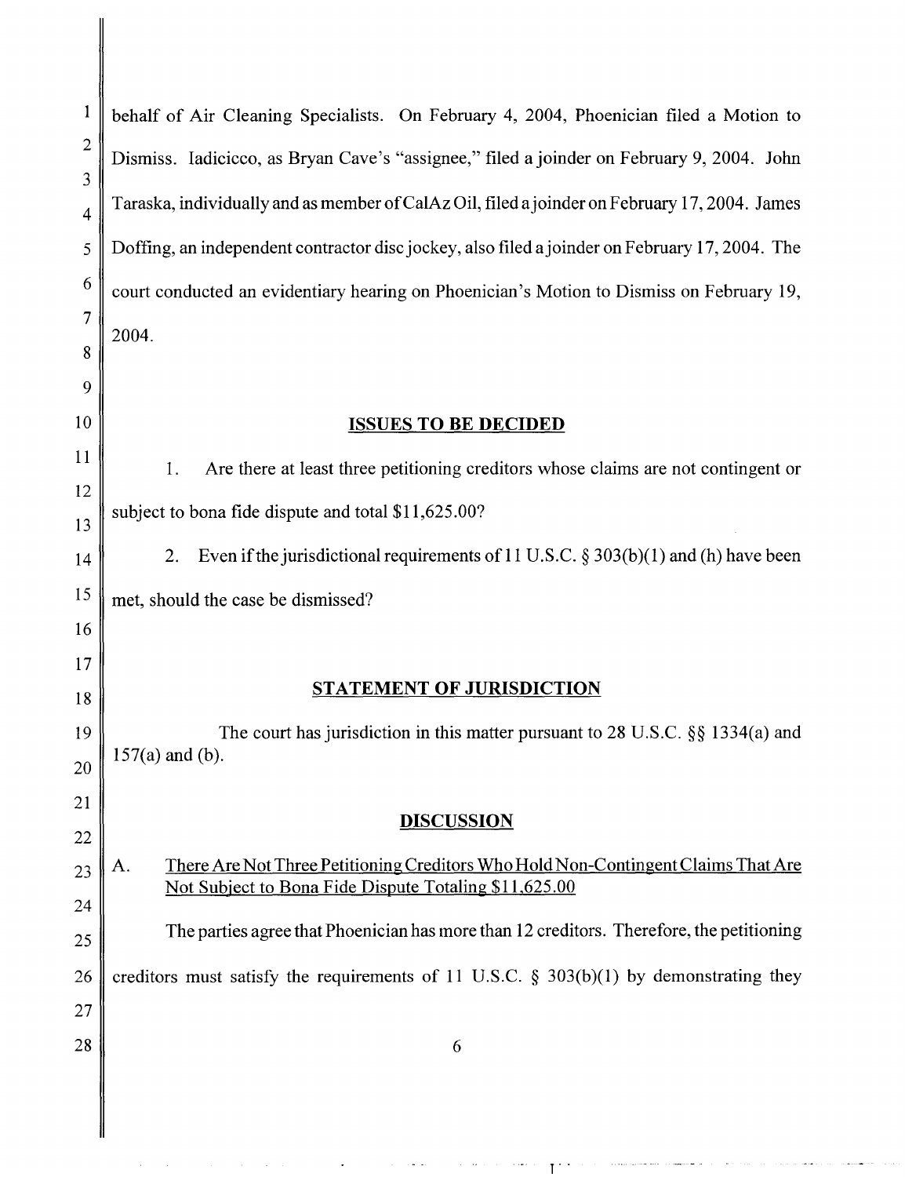behalf of Air Cleaning Specialists. On February 4, 2004, Phoenician filed a Motion to Dismiss. Iadicicco, as Bryan Cave's "assignee," filed a joinder on February 9, 2004. John Taraska, individually and as member of CalAz Oil, filed a joinder on February 17, 2004. James Doffing, an independent contractor disc jockey, also filed a joinder on February 17, 2004. The court conducted an evidentiary hearing on Phoenician's Motion to Dismiss on February 19, 2004.

## ISSUES TO BE DECIDED

1. Are there at least three petitioning creditors whose claims are not contingent or subject to bona fide dispute and total $11,625.00?

2. Even if the jurisdictional requirements of 11 U.S.C. § 303(b)(1) and (h) have been met, should the case be dismissed?

## STATEMENT OF JURISDICTION

The court has jurisdiction in this matter pursuant to 28 U.S.C. §§ 1334(a) and 157(a) and (b).

## DISCUSSION

### A. There Are Not Three Petitioning Creditors Who Hold Non-Contingent Claims That Are Not Subject to Bona Fide Dispute Totaling $11,625.00

The parties agree that Phoenician has more than 12 creditors. Therefore, the petitioning creditors must satisfy the requirements of 11 U.S.C. § 303(b)(1) by demonstrating they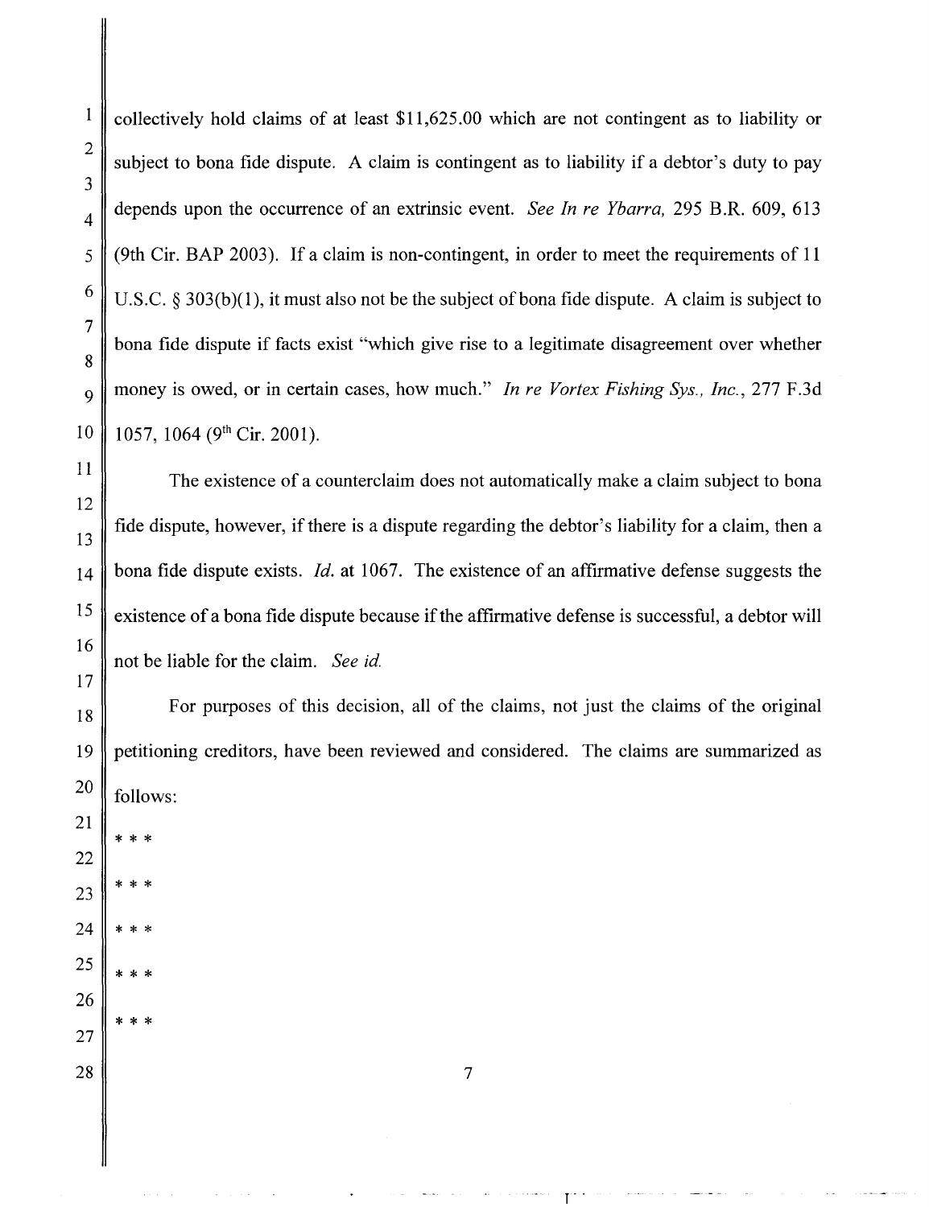collectively hold claims of at least $11,625.00 which are not contingent as to liability or subject to bona fide dispute. A claim is contingent as to liability if a debtor's duty to pay depends upon the occurrence of an extrinsic event. *See In re Ybarra,* 295 B.R. 609, 613 (9th Cir. BAP 2003). If a claim is non-contingent, in order to meet the requirements of 11 U.S.C. § 303(b)(1), it must also not be the subject of bona fide dispute. A claim is subject to bona fide dispute if facts exist "which give rise to a legitimate disagreement over whether money is owed, or in certain cases, how much." *In re Vortex Fishing Sys., Inc.*, 277 F.3d 1057, 1064 (9th Cir. 2001).

The existence of a counterclaim does not automatically make a claim subject to bona fide dispute, however, if there is a dispute regarding the debtor's liability for a claim, then a bona fide dispute exists. *Id.* at 1067. The existence of an affirmative defense suggests the existence of a bona fide dispute because if the affirmative defense is successful, a debtor will not be liable for the claim. *See id.*

For purposes of this decision, all of the claims, not just the claims of the original petitioning creditors, have been reviewed and considered. The claims are summarized as follows:

* * *

* * *

* * *

* * *

* * *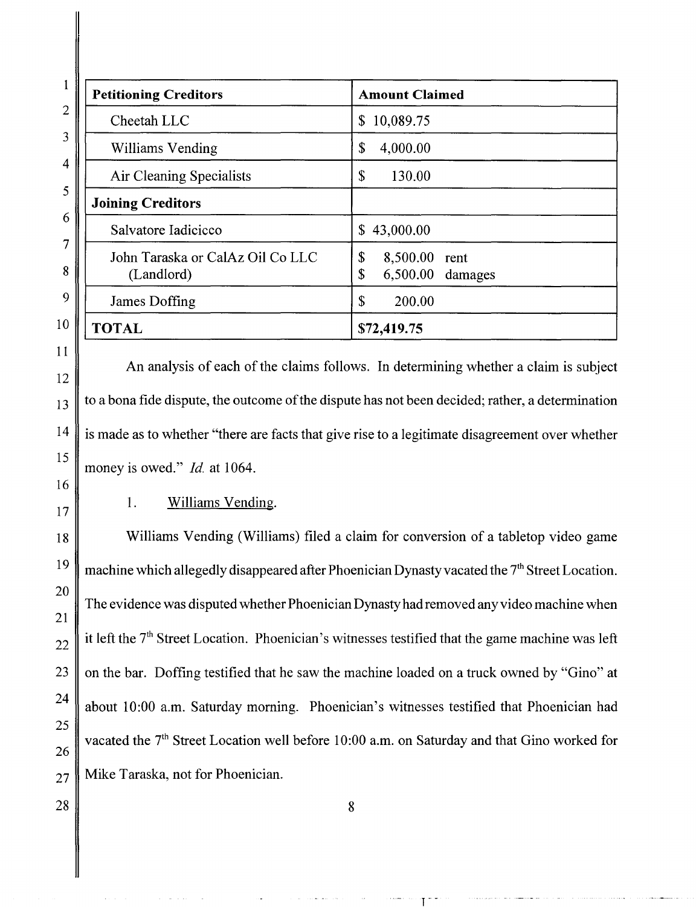| Petitioning Creditors | Amount Claimed |
|---|---|
| Cheetah LLC | $ 10,089.75 |
| Williams Vending | $ 4,000.00 |
| Air Cleaning Specialists | $ 130.00 |
| **Joining Creditors** | |
| Salvatore Iadicicco | $ 43,000.00 |
| John Taraska or CalAz Oil Co LLC (Landlord) | $ 8,500.00 rent<br>$ 6,500.00 damages |
| James Doffing | $ 200.00 |
| **TOTAL** | **$72,419.75** |

An analysis of each of the claims follows. In determining whether a claim is subject to a bona fide dispute, the outcome of the dispute has not been decided; rather, a determination is made as to whether "there are facts that give rise to a legitimate disagreement over whether money is owed." *Id.* at 1064.

1. Williams Vending.

Williams Vending (Williams) filed a claim for conversion of a tabletop video game machine which allegedly disappeared after Phoenician Dynasty vacated the 7th Street Location. The evidence was disputed whether Phoenician Dynasty had removed any video machine when it left the 7th Street Location. Phoenician's witnesses testified that the game machine was left on the bar. Doffing testified that he saw the machine loaded on a truck owned by "Gino" at about 10:00 a.m. Saturday morning. Phoenician's witnesses testified that Phoenician had vacated the 7th Street Location well before 10:00 a.m. on Saturday and that Gino worked for Mike Taraska, not for Phoenician.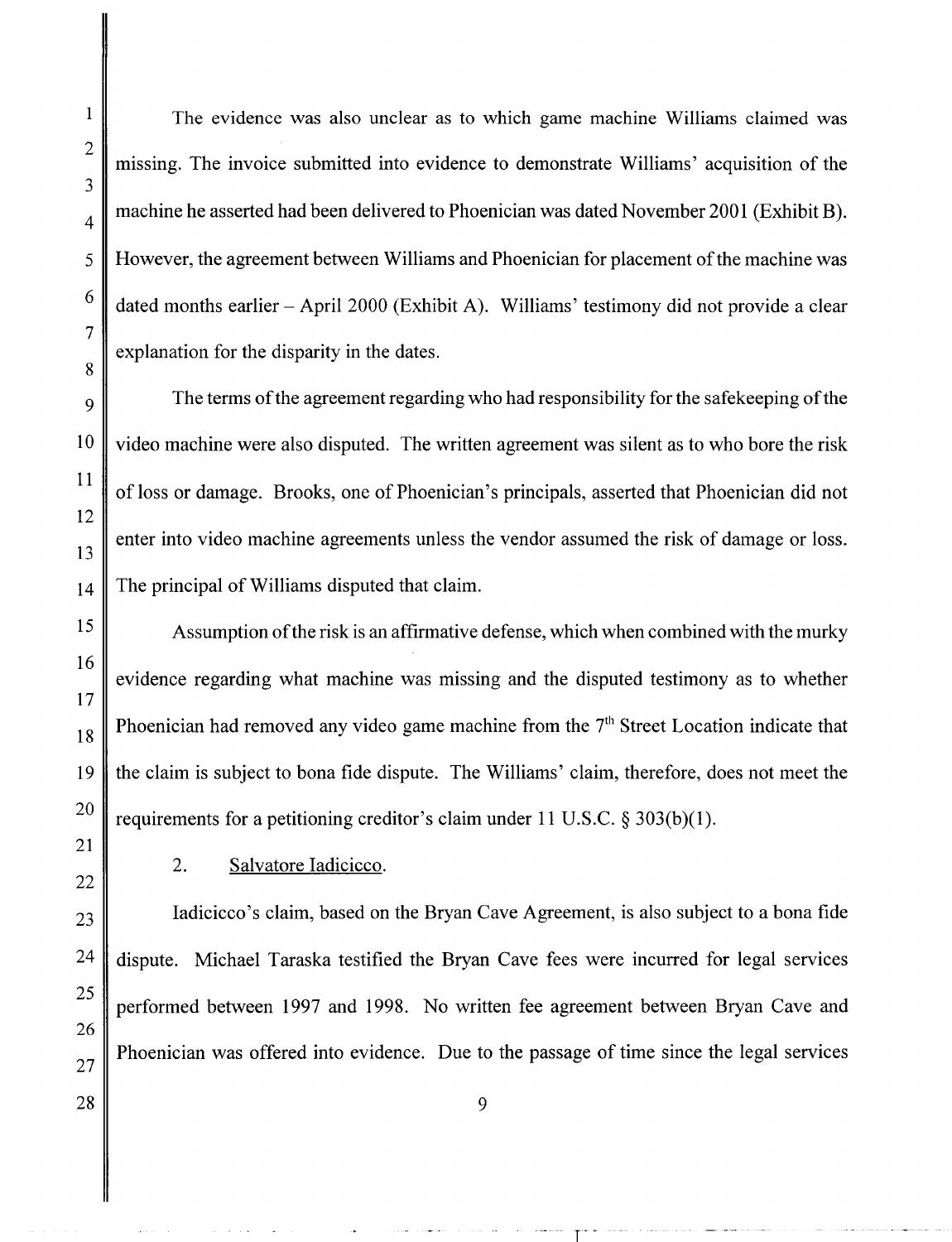The evidence was also unclear as to which game machine Williams claimed was missing. The invoice submitted into evidence to demonstrate Williams' acquisition of the machine he asserted had been delivered to Phoenician was dated November 2001 (Exhibit B). However, the agreement between Williams and Phoenician for placement of the machine was dated months earlier – April 2000 (Exhibit A). Williams' testimony did not provide a clear explanation for the disparity in the dates.

The terms of the agreement regarding who had responsibility for the safekeeping of the video machine were also disputed. The written agreement was silent as to who bore the risk of loss or damage. Brooks, one of Phoenician's principals, asserted that Phoenician did not enter into video machine agreements unless the vendor assumed the risk of damage or loss. The principal of Williams disputed that claim.

Assumption of the risk is an affirmative defense, which when combined with the murky evidence regarding what machine was missing and the disputed testimony as to whether Phoenician had removed any video game machine from the 7th Street Location indicate that the claim is subject to bona fide dispute. The Williams' claim, therefore, does not meet the requirements for a petitioning creditor's claim under 11 U.S.C. § 303(b)(1).

2. Salvatore Iadicicco.

Iadicicco's claim, based on the Bryan Cave Agreement, is also subject to a bona fide dispute. Michael Taraska testified the Bryan Cave fees were incurred for legal services performed between 1997 and 1998. No written fee agreement between Bryan Cave and Phoenician was offered into evidence. Due to the passage of time since the legal services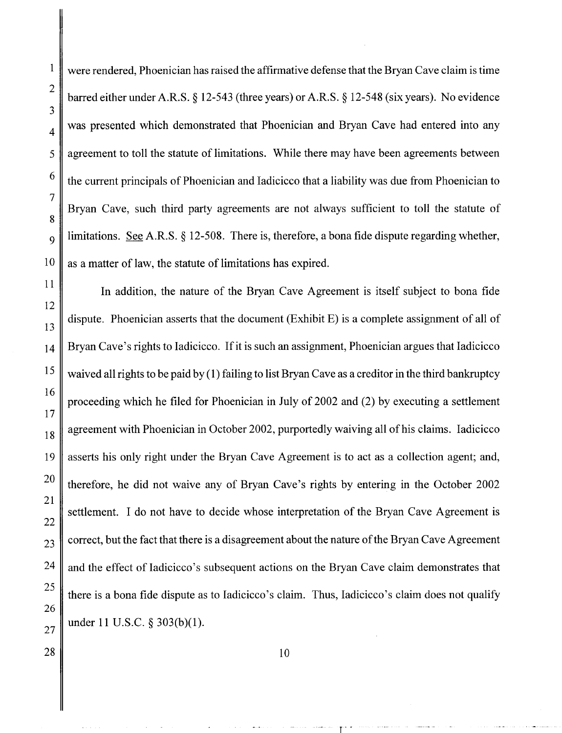were rendered, Phoenician has raised the affirmative defense that the Bryan Cave claim is time barred either under A.R.S. § 12-543 (three years) or A.R.S. § 12-548 (six years). No evidence was presented which demonstrated that Phoenician and Bryan Cave had entered into any agreement to toll the statute of limitations. While there may have been agreements between the current principals of Phoenician and Iadicicco that a liability was due from Phoenician to Bryan Cave, such third party agreements are not always sufficient to toll the statute of limitations. See A.R.S. § 12-508. There is, therefore, a bona fide dispute regarding whether, as a matter of law, the statute of limitations has expired.

In addition, the nature of the Bryan Cave Agreement is itself subject to bona fide dispute. Phoenician asserts that the document (Exhibit E) is a complete assignment of all of Bryan Cave's rights to Iadicicco. If it is such an assignment, Phoenician argues that Iadicicco waived all rights to be paid by (1) failing to list Bryan Cave as a creditor in the third bankruptcy proceeding which he filed for Phoenician in July of 2002 and (2) by executing a settlement agreement with Phoenician in October 2002, purportedly waiving all of his claims. Iadicicco asserts his only right under the Bryan Cave Agreement is to act as a collection agent; and, therefore, he did not waive any of Bryan Cave's rights by entering in the October 2002 settlement. I do not have to decide whose interpretation of the Bryan Cave Agreement is correct, but the fact that there is a disagreement about the nature of the Bryan Cave Agreement and the effect of Iadicicco's subsequent actions on the Bryan Cave claim demonstrates that there is a bona fide dispute as to Iadicicco's claim. Thus, Iadicicco's claim does not qualify under 11 U.S.C. § 303(b)(1).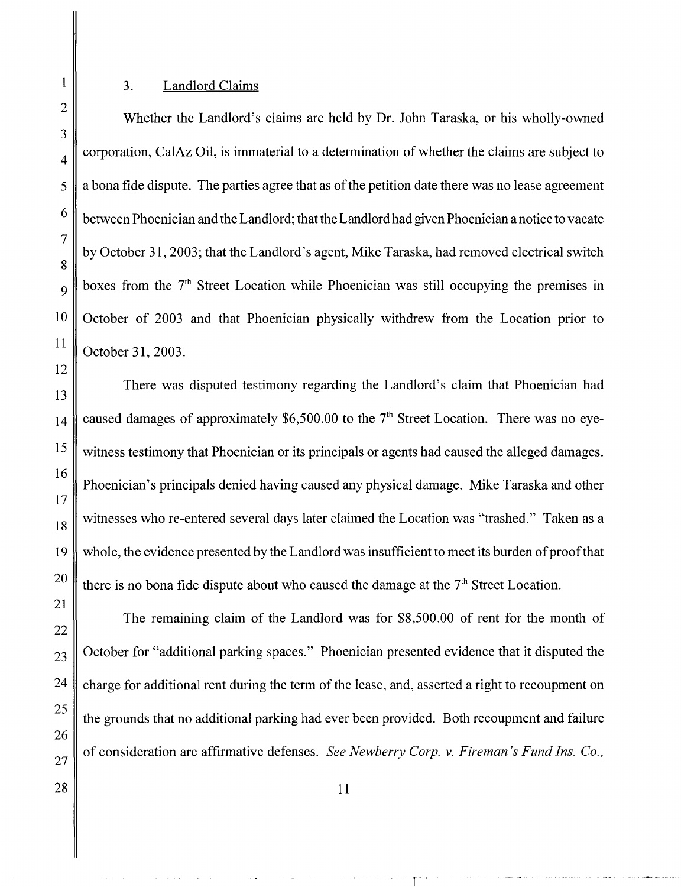### 3. Landlord Claims

Whether the Landlord's claims are held by Dr. John Taraska, or his wholly-owned corporation, CalAz Oil, is immaterial to a determination of whether the claims are subject to a bona fide dispute. The parties agree that as of the petition date there was no lease agreement between Phoenician and the Landlord; that the Landlord had given Phoenician a notice to vacate by October 31, 2003; that the Landlord's agent, Mike Taraska, had removed electrical switch boxes from the 7th Street Location while Phoenician was still occupying the premises in October of 2003 and that Phoenician physically withdrew from the Location prior to October 31, 2003.

There was disputed testimony regarding the Landlord's claim that Phoenician had caused damages of approximately $6,500.00 to the 7th Street Location. There was no eye-witness testimony that Phoenician or its principals or agents had caused the alleged damages. Phoenician's principals denied having caused any physical damage. Mike Taraska and other witnesses who re-entered several days later claimed the Location was "trashed." Taken as a whole, the evidence presented by the Landlord was insufficient to meet its burden of proof that there is no bona fide dispute about who caused the damage at the 7th Street Location.

The remaining claim of the Landlord was for $8,500.00 of rent for the month of October for "additional parking spaces." Phoenician presented evidence that it disputed the charge for additional rent during the term of the lease, and, asserted a right to recoupment on the grounds that no additional parking had ever been provided. Both recoupment and failure of consideration are affirmative defenses. *See Newberry Corp. v. Fireman's Fund Ins. Co.,*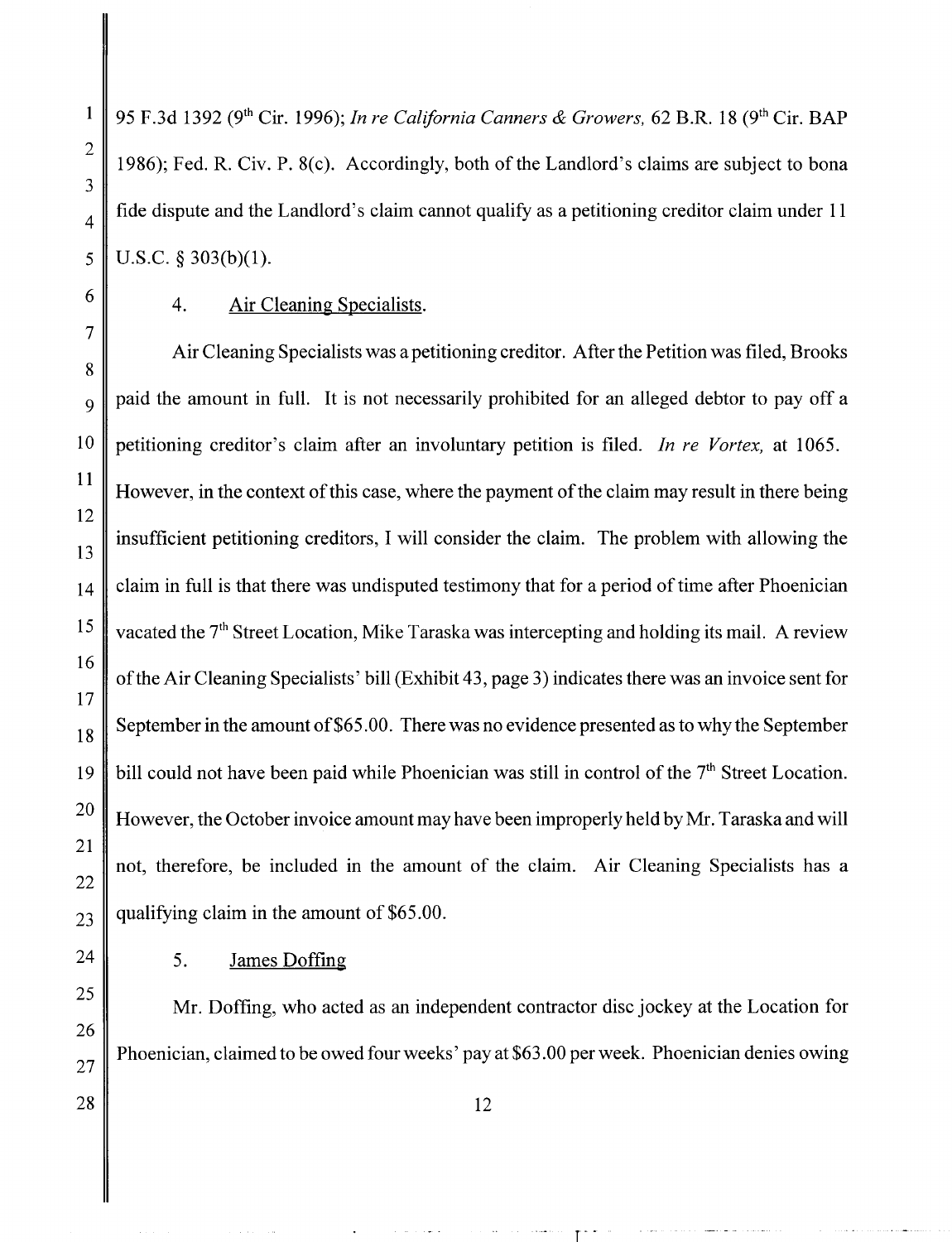95 F.3d 1392 (9th Cir. 1996); *In re California Canners & Growers,* 62 B.R. 18 (9th Cir. BAP 1986); Fed. R. Civ. P. 8(c). Accordingly, both of the Landlord's claims are subject to bona fide dispute and the Landlord's claim cannot qualify as a petitioning creditor claim under 11 U.S.C. § 303(b)(1).

4. Air Cleaning Specialists.

Air Cleaning Specialists was a petitioning creditor. After the Petition was filed, Brooks paid the amount in full. It is not necessarily prohibited for an alleged debtor to pay off a petitioning creditor's claim after an involuntary petition is filed. *In re Vortex,* at 1065. However, in the context of this case, where the payment of the claim may result in there being insufficient petitioning creditors, I will consider the claim. The problem with allowing the claim in full is that there was undisputed testimony that for a period of time after Phoenician vacated the 7th Street Location, Mike Taraska was intercepting and holding its mail. A review of the Air Cleaning Specialists' bill (Exhibit 43, page 3) indicates there was an invoice sent for September in the amount of $65.00. There was no evidence presented as to why the September bill could not have been paid while Phoenician was still in control of the 7th Street Location. However, the October invoice amount may have been improperly held by Mr. Taraska and will not, therefore, be included in the amount of the claim. Air Cleaning Specialists has a qualifying claim in the amount of $65.00.

5. James Doffing

Mr. Doffing, who acted as an independent contractor disc jockey at the Location for Phoenician, claimed to be owed four weeks' pay at $63.00 per week. Phoenician denies owing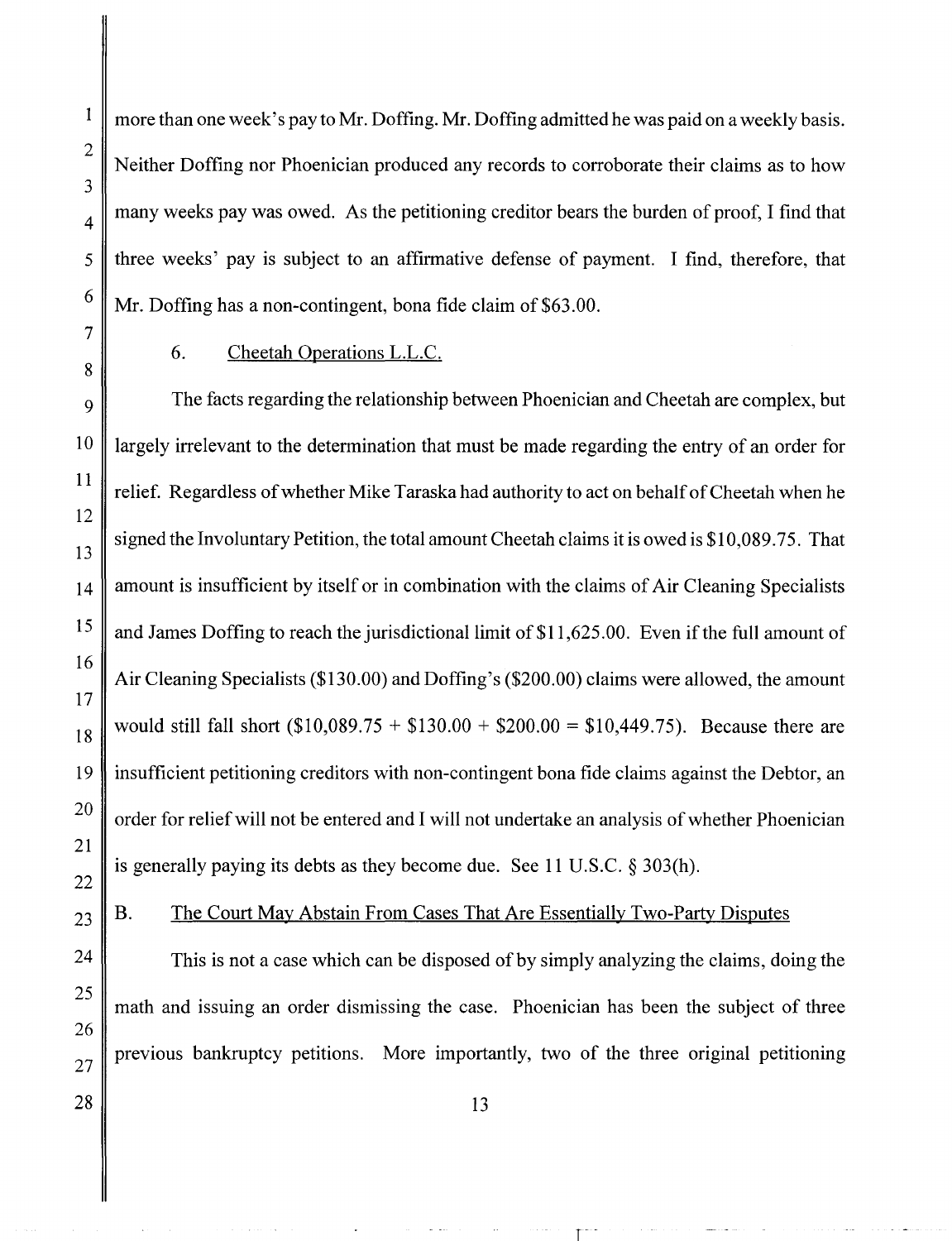more than one week's pay to Mr. Doffing. Mr. Doffing admitted he was paid on a weekly basis. Neither Doffing nor Phoenician produced any records to corroborate their claims as to how many weeks pay was owed. As the petitioning creditor bears the burden of proof, I find that three weeks' pay is subject to an affirmative defense of payment. I find, therefore, that Mr. Doffing has a non-contingent, bona fide claim of $63.00.

6. Cheetah Operations L.L.C.

The facts regarding the relationship between Phoenician and Cheetah are complex, but largely irrelevant to the determination that must be made regarding the entry of an order for relief. Regardless of whether Mike Taraska had authority to act on behalf of Cheetah when he signed the Involuntary Petition, the total amount Cheetah claims it is owed is $10,089.75. That amount is insufficient by itself or in combination with the claims of Air Cleaning Specialists and James Doffing to reach the jurisdictional limit of $11,625.00. Even if the full amount of Air Cleaning Specialists ($130.00) and Doffing's ($200.00) claims were allowed, the amount would still fall short ($10,089.75 + $130.00 + $200.00 = $10,449.75). Because there are insufficient petitioning creditors with non-contingent bona fide claims against the Debtor, an order for relief will not be entered and I will not undertake an analysis of whether Phoenician is generally paying its debts as they become due. See 11 U.S.C. § 303(h).

B. The Court May Abstain From Cases That Are Essentially Two-Party Disputes

This is not a case which can be disposed of by simply analyzing the claims, doing the math and issuing an order dismissing the case. Phoenician has been the subject of three previous bankruptcy petitions. More importantly, two of the three original petitioning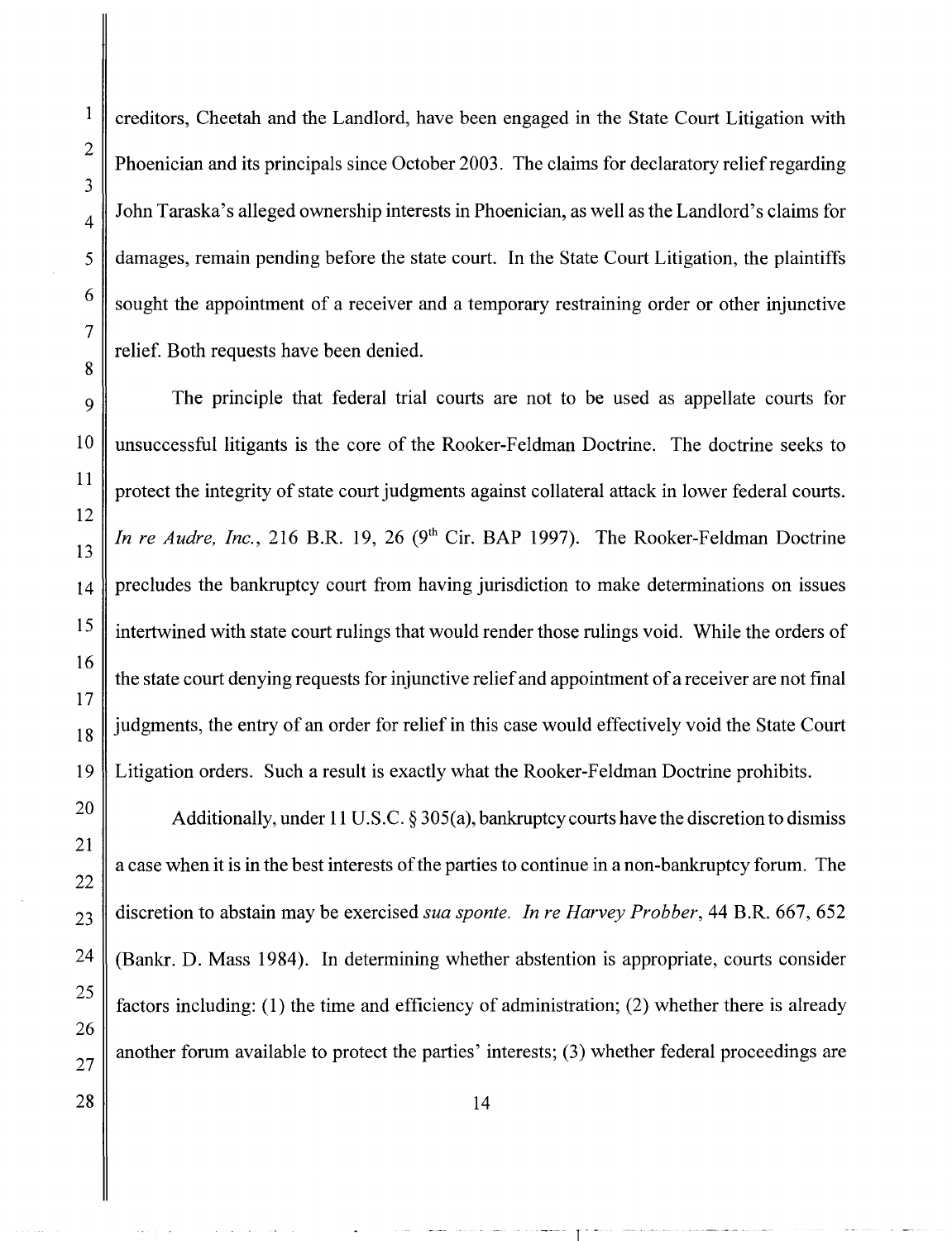creditors, Cheetah and the Landlord, have been engaged in the State Court Litigation with Phoenician and its principals since October 2003. The claims for declaratory relief regarding John Taraska's alleged ownership interests in Phoenician, as well as the Landlord's claims for damages, remain pending before the state court. In the State Court Litigation, the plaintiffs sought the appointment of a receiver and a temporary restraining order or other injunctive relief. Both requests have been denied.

The principle that federal trial courts are not to be used as appellate courts for unsuccessful litigants is the core of the Rooker-Feldman Doctrine. The doctrine seeks to protect the integrity of state court judgments against collateral attack in lower federal courts. *In re Audre, Inc.*, 216 B.R. 19, 26 (9th Cir. BAP 1997). The Rooker-Feldman Doctrine precludes the bankruptcy court from having jurisdiction to make determinations on issues intertwined with state court rulings that would render those rulings void. While the orders of the state court denying requests for injunctive relief and appointment of a receiver are not final judgments, the entry of an order for relief in this case would effectively void the State Court Litigation orders. Such a result is exactly what the Rooker-Feldman Doctrine prohibits.

Additionally, under 11 U.S.C. § 305(a), bankruptcy courts have the discretion to dismiss a case when it is in the best interests of the parties to continue in a non-bankruptcy forum. The discretion to abstain may be exercised *sua sponte*. *In re Harvey Probber*, 44 B.R. 667, 652 (Bankr. D. Mass 1984). In determining whether abstention is appropriate, courts consider factors including: (1) the time and efficiency of administration; (2) whether there is already another forum available to protect the parties' interests; (3) whether federal proceedings are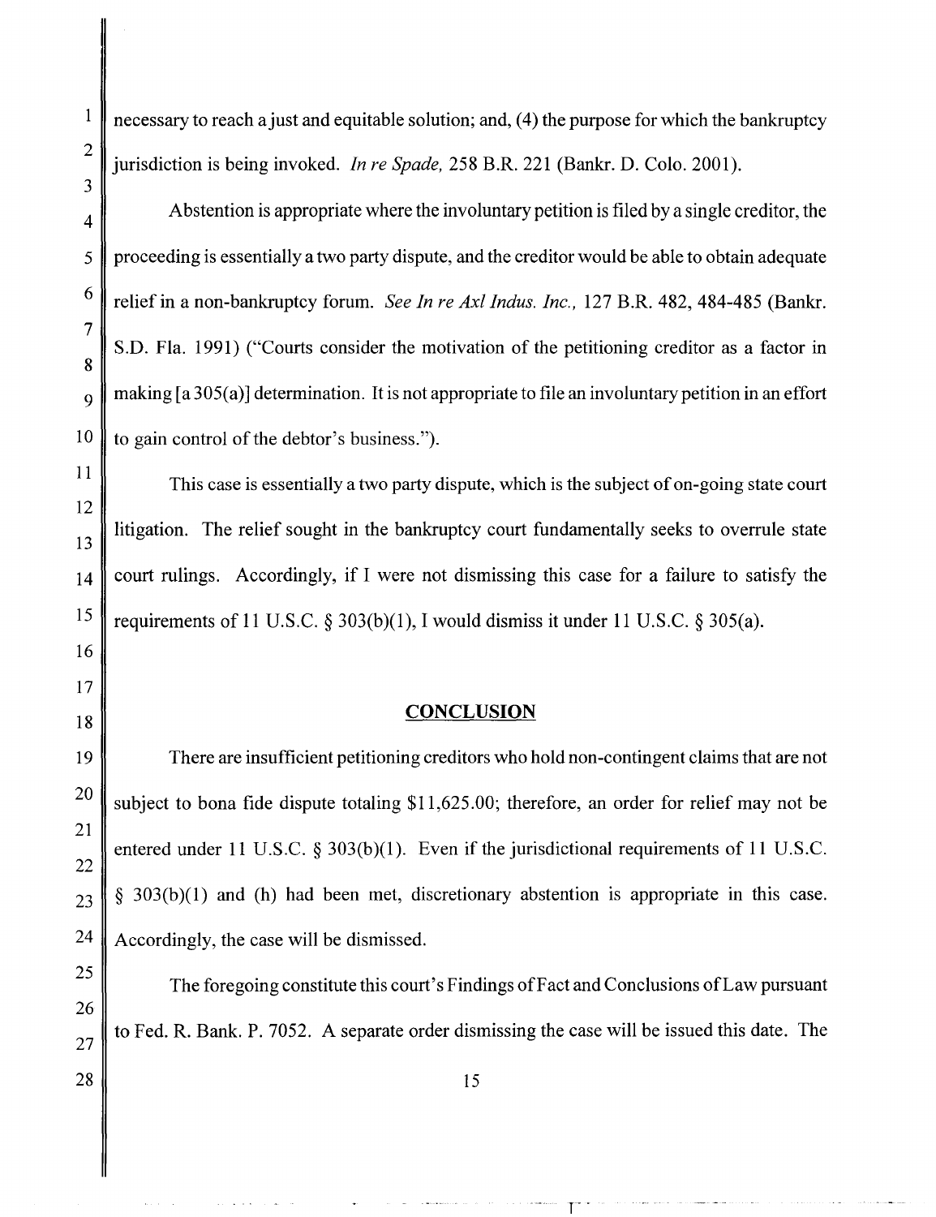necessary to reach a just and equitable solution; and, (4) the purpose for which the bankruptcy jurisdiction is being invoked. *In re Spade,* 258 B.R. 221 (Bankr. D. Colo. 2001).

Abstention is appropriate where the involuntary petition is filed by a single creditor, the proceeding is essentially a two party dispute, and the creditor would be able to obtain adequate relief in a non-bankruptcy forum. *See In re Axl Indus. Inc.,* 127 B.R. 482, 484-485 (Bankr. S.D. Fla. 1991) ("Courts consider the motivation of the petitioning creditor as a factor in making [a 305(a)] determination. It is not appropriate to file an involuntary petition in an effort to gain control of the debtor's business.").

This case is essentially a two party dispute, which is the subject of on-going state court litigation. The relief sought in the bankruptcy court fundamentally seeks to overrule state court rulings. Accordingly, if I were not dismissing this case for a failure to satisfy the requirements of 11 U.S.C. § 303(b)(1), I would dismiss it under 11 U.S.C. § 305(a).

## CONCLUSION

There are insufficient petitioning creditors who hold non-contingent claims that are not subject to bona fide dispute totaling $11,625.00; therefore, an order for relief may not be entered under 11 U.S.C. § 303(b)(1). Even if the jurisdictional requirements of 11 U.S.C. § 303(b)(1) and (h) had been met, discretionary abstention is appropriate in this case. Accordingly, the case will be dismissed.

The foregoing constitute this court's Findings of Fact and Conclusions of Law pursuant to Fed. R. Bank. P. 7052. A separate order dismissing the case will be issued this date. The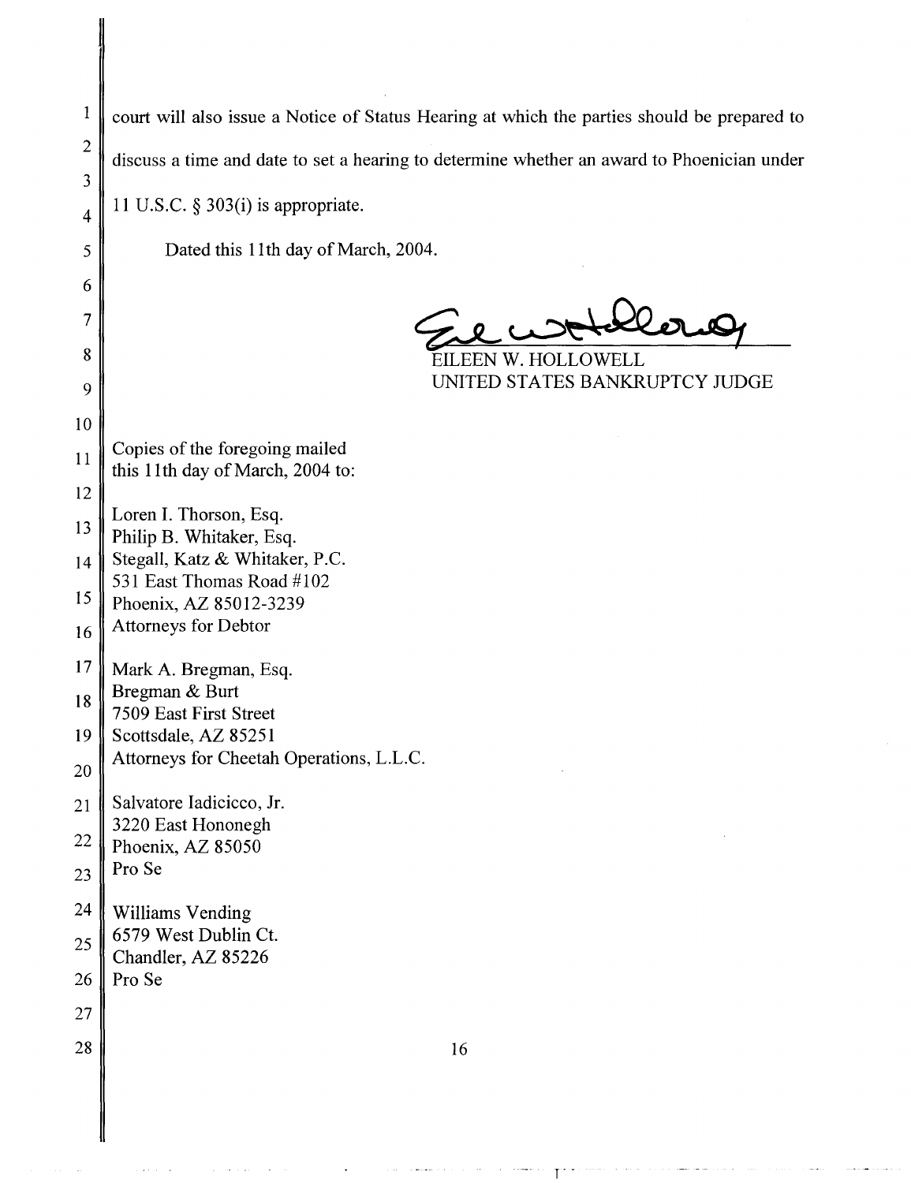court will also issue a Notice of Status Hearing at which the parties should be prepared to discuss a time and date to set a hearing to determine whether an award to Phoenician under 11 U.S.C. § 303(i) is appropriate.

Dated this 11th day of March, 2004.

EILEEN W. HOLLOWELL
UNITED STATES BANKRUPTCY JUDGE

Copies of the foregoing mailed
this 11th day of March, 2004 to:

Loren I. Thorson, Esq.
Philip B. Whitaker, Esq.
Stegall, Katz & Whitaker, P.C.
531 East Thomas Road #102
Phoenix, AZ 85012-3239
Attorneys for Debtor

Mark A. Bregman, Esq.
Bregman & Burt
7509 East First Street
Scottsdale, AZ 85251
Attorneys for Cheetah Operations, L.L.C.

Salvatore Iadicicco, Jr.
3220 East Hononegh
Phoenix, AZ 85050
Pro Se

Williams Vending
6579 West Dublin Ct.
Chandler, AZ 85226
Pro Se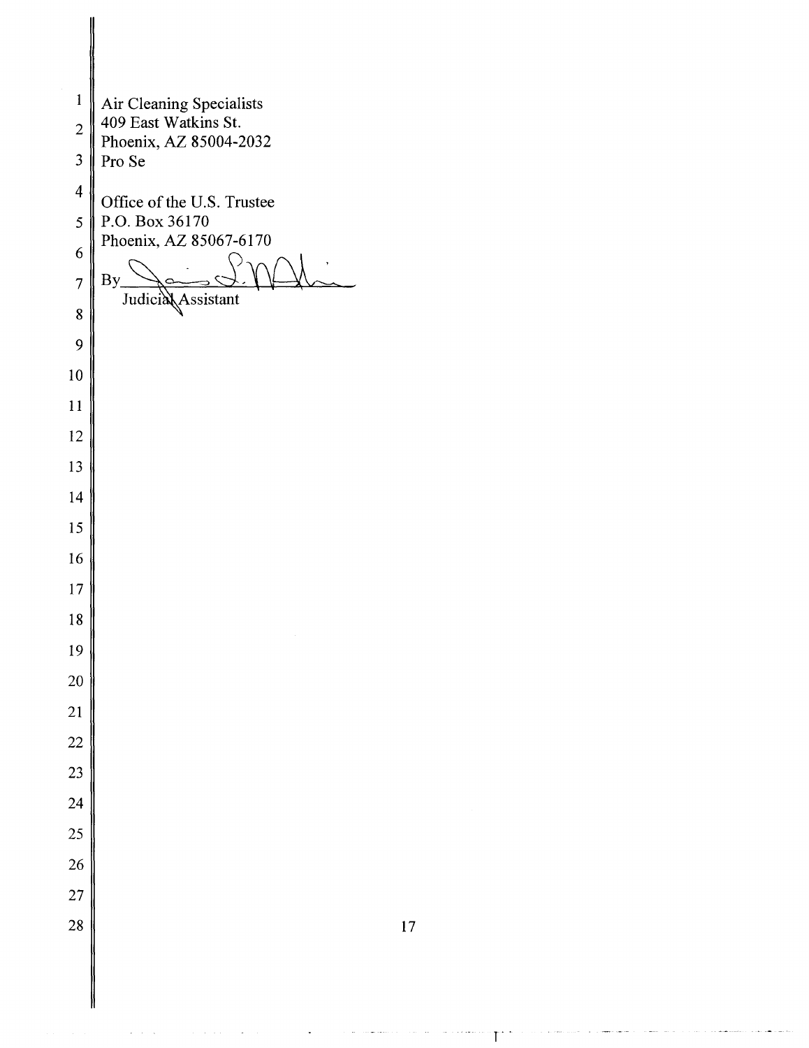Air Cleaning Specialists
409 East Watkins St.
Phoenix, AZ 85004-2032
Pro Se

Office of the U.S. Trustee
P.O. Box 36170
Phoenix, AZ 85067-6170

By_______________
Judicial Assistant